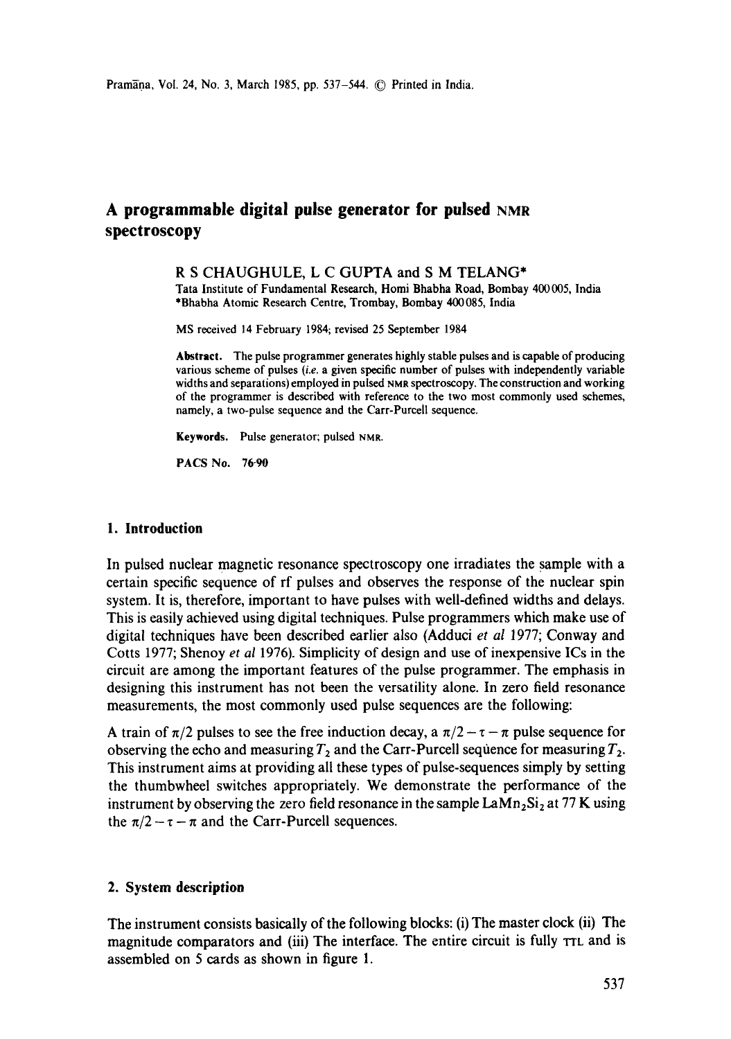# A programmable digital pulse generator for pulsed NMR spectroscopy

R S CHAUGHULE, L C GUPTA and S M TELANG*

Tata Institute of Fundamental Research, Homi Bhabha Road, Bombay 400005, India

*Bhabha Atomic Research Centre, Trombay, Bombay 400085, India

MS received 14 February 1984; revised 25 September 1984

**Abstract.** The pulse programmer generates highly stable pulses and is capable of producing various scheme of pulses (*i.e.* a given specific number of pulses with independently variable widths and separations) employed in pulsed NMR spectroscopy. The construction and working of the programmer is described with reference to the two most commonly used schemes, namely, a two-pulse sequence and the Carr-Purcell sequence.

**Keywords.** Pulse generator; pulsed NMR.

**PACS No.** 76·90

## 1. Introduction

In pulsed nuclear magnetic resonance spectroscopy one irradiates the sample with a certain specific sequence of rf pulses and observes the response of the nuclear spin system. It is, therefore, important to have pulses with well-defined widths and delays. This is easily achieved using digital techniques. Pulse programmers which make use of digital techniques have been described earlier also (Adduci *et al* 1977; Conway and Cotts 1977; Shenoy *et al* 1976). Simplicity of design and use of inexpensive ICs in the circuit are among the important features of the pulse programmer. The emphasis in designing this instrument has not been the versatility alone. In zero field resonance measurements, the most commonly used pulse sequences are the following:

A train of $\pi/2$ pulses to see the free induction decay, a $\pi/2 - \tau - \pi$ pulse sequence for observing the echo and measuring $T_2$ and the Carr-Purcell sequence for measuring $T_2$. This instrument aims at providing all these types of pulse-sequences simply by setting the thumbwheel switches appropriately. We demonstrate the performance of the instrument by observing the zero field resonance in the sample $LaMn_2Si_2$ at 77 K using the $\pi/2 - \tau - \pi$ and the Carr-Purcell sequences.

## 2. System description

The instrument consists basically of the following blocks: (i) The master clock (ii) The magnitude comparators and (iii) The interface. The entire circuit is fully TTL and is assembled on 5 cards as shown in figure 1.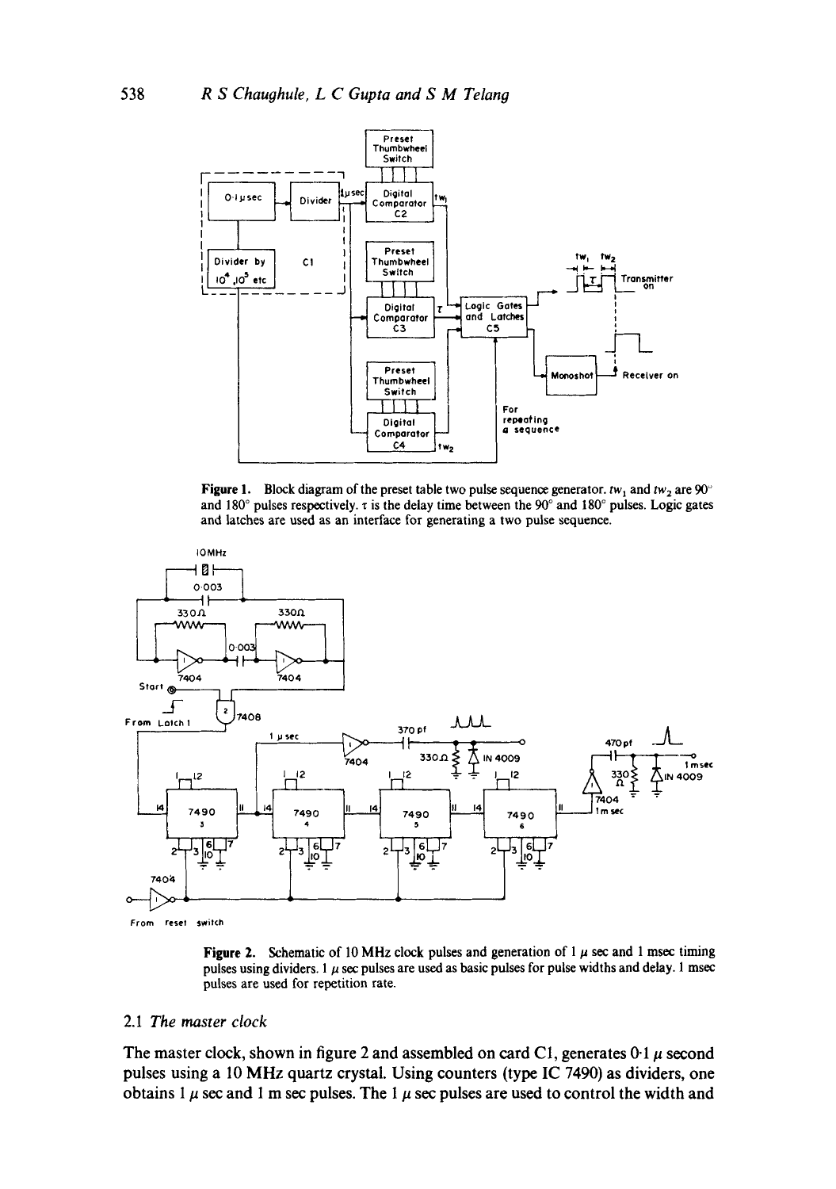**Figure 1.** Block diagram of the preset table two pulse sequence generator. $tw_1$ and $tw_2$ are 90° and 180° pulses respectively. $\tau$ is the delay time between the 90° and 180° pulses. Logic gates and latches are used as an interface for generating a two pulse sequence.

**Figure 2.** Schematic of 10 MHz clock pulses and generation of 1 $\mu$ sec and 1 msec timing pulses using dividers. 1 $\mu$ sec pulses are used as basic pulses for pulse widths and delay. 1 msec pulses are used for repetition rate.

### 2.1 *The master clock*

The master clock, shown in figure 2 and assembled on card C1, generates 0·1 $\mu$ second pulses using a 10 MHz quartz crystal. Using counters (type IC 7490) as dividers, one obtains 1 $\mu$ sec and 1 m sec pulses. The 1 $\mu$ sec pulses are used to control the width and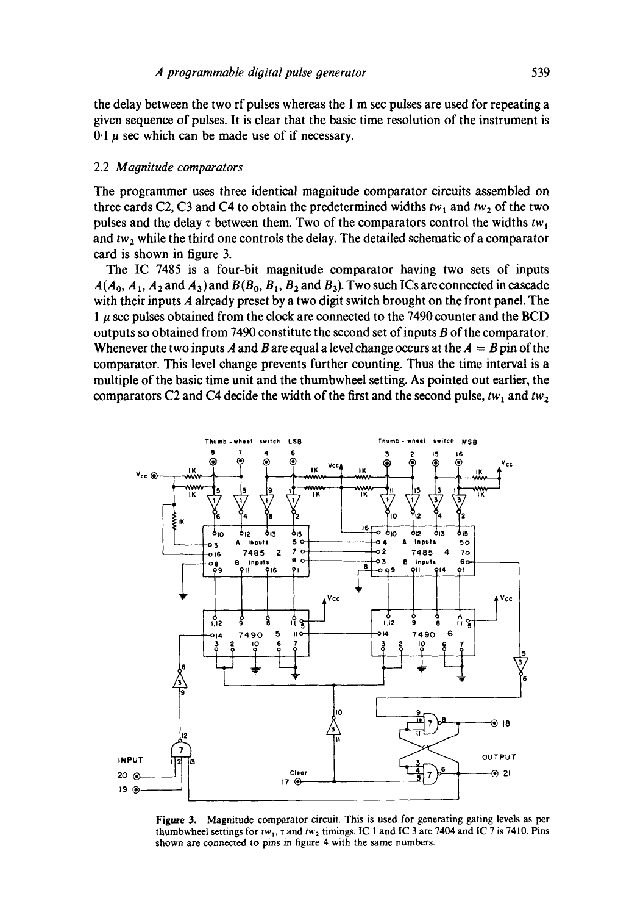the delay between the two rf pulses whereas the 1 m sec pulses are used for repeating a given sequence of pulses. It is clear that the basic time resolution of the instrument is 0·1 $\mu$ sec which can be made use of if necessary.

### 2.2 *Magnitude comparators*

The programmer uses three identical magnitude comparator circuits assembled on three cards C2, C3 and C4 to obtain the predetermined widths $tw_1$ and $tw_2$ of the two pulses and the delay $\tau$ between them. Two of the comparators control the widths $tw_1$ and $tw_2$ while the third one controls the delay. The detailed schematic of a comparator card is shown in figure 3.

The IC 7485 is a four-bit magnitude comparator having two sets of inputs $A(A_0, A_1, A_2$ and $A_3)$ and $B(B_0, B_1, B_2$ and $B_3)$. Two such ICs are connected in cascade with their inputs $A$ already preset by a two digit switch brought on the front panel. The 1 $\mu$ sec pulses obtained from the clock are connected to the 7490 counter and the BCD outputs so obtained from 7490 constitute the second set of inputs $B$ of the comparator. Whenever the two inputs $A$ and $B$ are equal a level change occurs at the $A = B$ pin of the comparator. This level change prevents further counting. Thus the time interval is a multiple of the basic time unit and the thumbwheel setting. As pointed out earlier, the comparators C2 and C4 decide the width of the first and the second pulse, $tw_1$ and $tw_2$

**Figure 3.** Magnitude comparator circuit. This is used for generating gating levels as per thumbwheel settings for $tw_1$, $\tau$ and $tw_2$ timings. IC 1 and IC 3 are 7404 and IC 7 is 7410. Pins shown are connected to pins in figure 4 with the same numbers.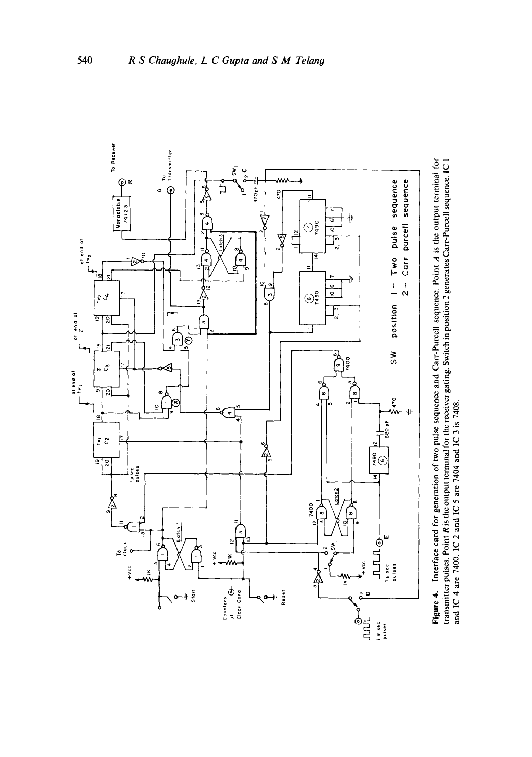**Figure 4.** Interface card for generation of two pulse sequence and Carr-Purcell sequence. Point *A* is the output terminal for transmitter pulses. Point *R* is the output terminal for the receiver gating. Switch in position 2 generates Carr-Purcell sequence. IC 1 and IC 4 are 7400, IC 2 and IC 5 are 7404 and IC 3 is 7408.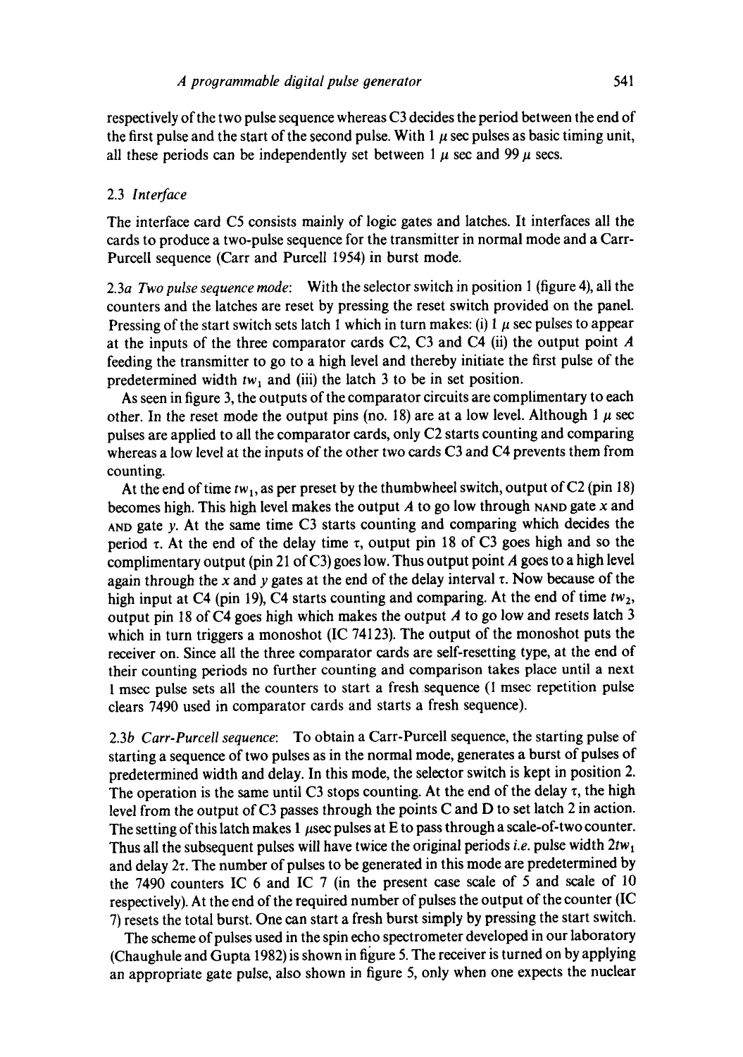respectively of the two pulse sequence whereas C3 decides the period between the end of the first pulse and the start of the second pulse. With 1 $\mu$ sec pulses as basic timing unit, all these periods can be independently set between 1 $\mu$ sec and 99 $\mu$ secs.

### 2.3 *Interface*

The interface card C5 consists mainly of logic gates and latches. It interfaces all the cards to produce a two-pulse sequence for the transmitter in normal mode and a Carr-Purcell sequence (Carr and Purcell 1954) in burst mode.

*2.3a Two pulse sequence mode*: With the selector switch in position 1 (figure 4), all the counters and the latches are reset by pressing the reset switch provided on the panel. Pressing of the start switch sets latch 1 which in turn makes: (i) 1 $\mu$ sec pulses to appear at the inputs of the three comparator cards C2, C3 and C4 (ii) the output point *A* feeding the transmitter to go to a high level and thereby initiate the first pulse of the predetermined width $tw_1$ and (iii) the latch 3 to be in set position.

As seen in figure 3, the outputs of the comparator circuits are complimentary to each other. In the reset mode the output pins (no. 18) are at a low level. Although 1 $\mu$ sec pulses are applied to all the comparator cards, only C2 starts counting and comparing whereas a low level at the inputs of the other two cards C3 and C4 prevents them from counting.

At the end of time $tw_1$, as per preset by the thumbwheel switch, output of C2 (pin 18) becomes high. This high level makes the output *A* to go low through NAND gate *x* and AND gate *y*. At the same time C3 starts counting and comparing which decides the period $\tau$. At the end of the delay time $\tau$, output pin 18 of C3 goes high and so the complimentary output (pin 21 of C3) goes low. Thus output point *A* goes to a high level again through the *x* and *y* gates at the end of the delay interval $\tau$. Now because of the high input at C4 (pin 19), C4 starts counting and comparing. At the end of time $tw_2$, output pin 18 of C4 goes high which makes the output *A* to go low and resets latch 3 which in turn triggers a monoshot (IC 74123). The output of the monoshot puts the receiver on. Since all the three comparator cards are self-resetting type, at the end of their counting periods no further counting and comparison takes place until a next 1 msec pulse sets all the counters to start a fresh sequence (1 msec repetition pulse clears 7490 used in comparator cards and starts a fresh sequence).

*2.3b Carr-Purcell sequence*: To obtain a Carr-Purcell sequence, the starting pulse of starting a sequence of two pulses as in the normal mode, generates a burst of pulses of predetermined width and delay. In this mode, the selector switch is kept in position 2. The operation is the same until C3 stops counting. At the end of the delay $\tau$, the high level from the output of C3 passes through the points C and D to set latch 2 in action. The setting of this latch makes 1 $\mu$sec pulses at E to pass through a scale-of-two counter. Thus all the subsequent pulses will have twice the original periods *i.e.* pulse width $2tw_1$ and delay $2\tau$. The number of pulses to be generated in this mode are predetermined by the 7490 counters IC 6 and IC 7 (in the present case scale of 5 and scale of 10 respectively). At the end of the required number of pulses the output of the counter (IC 7) resets the total burst. One can start a fresh burst simply by pressing the start switch.

The scheme of pulses used in the spin echo spectrometer developed in our laboratory (Chaughule and Gupta 1982) is shown in figure 5. The receiver is turned on by applying an appropriate gate pulse, also shown in figure 5, only when one expects the nuclear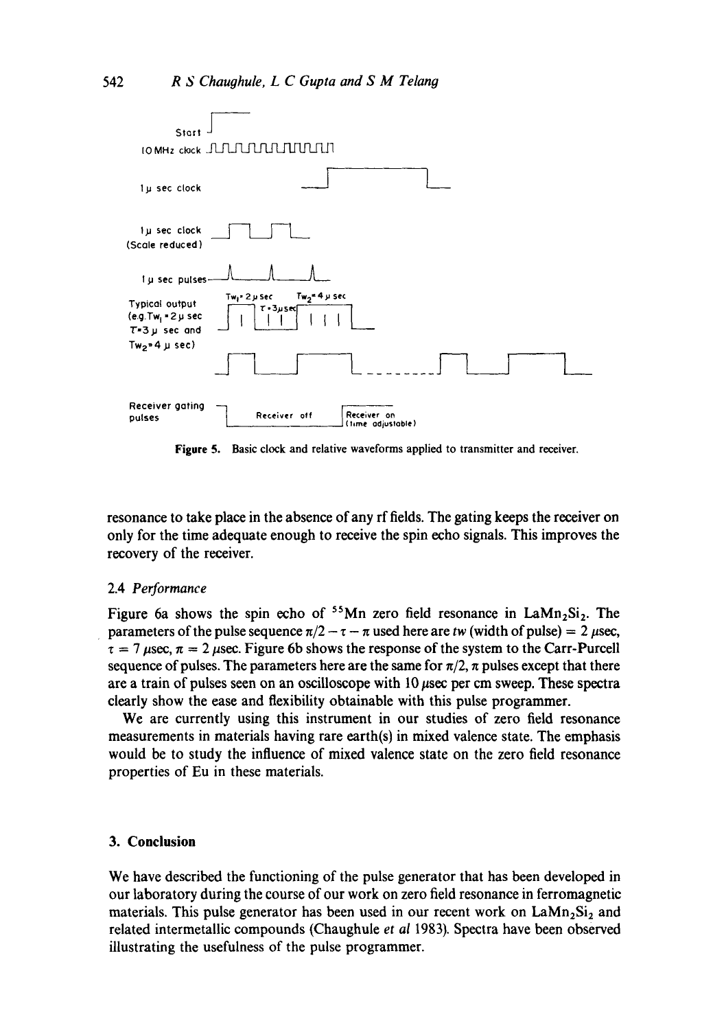Figure 5. Basic clock and relative waveforms applied to transmitter and receiver.

resonance to take place in the absence of any rf fields. The gating keeps the receiver on only for the time adequate enough to receive the spin echo signals. This improves the recovery of the receiver.

### 2.4 *Performance*

Figure 6a shows the spin echo of $^{55}Mn$ zero field resonance in $LaMn_2Si_2$. The parameters of the pulse sequence $\pi/2 - \tau - \pi$ used here are *tw* (width of pulse) = 2 $\mu$sec, $\tau = 7$ $\mu$sec, $\pi = 2$ $\mu$sec. Figure 6b shows the response of the system to the Carr-Purcell sequence of pulses. The parameters here are the same for $\pi/2$, $\pi$ pulses except that there are a train of pulses seen on an oscilloscope with 10 $\mu$sec per cm sweep. These spectra clearly show the ease and flexibility obtainable with this pulse programmer.

We are currently using this instrument in our studies of zero field resonance measurements in materials having rare earth(s) in mixed valence state. The emphasis would be to study the influence of mixed valence state on the zero field resonance properties of Eu in these materials.

## 3. Conclusion

We have described the functioning of the pulse generator that has been developed in our laboratory during the course of our work on zero field resonance in ferromagnetic materials. This pulse generator has been used in our recent work on $LaMn_2Si_2$ and related intermetallic compounds (Chaughule *et al* 1983). Spectra have been observed illustrating the usefulness of the pulse programmer.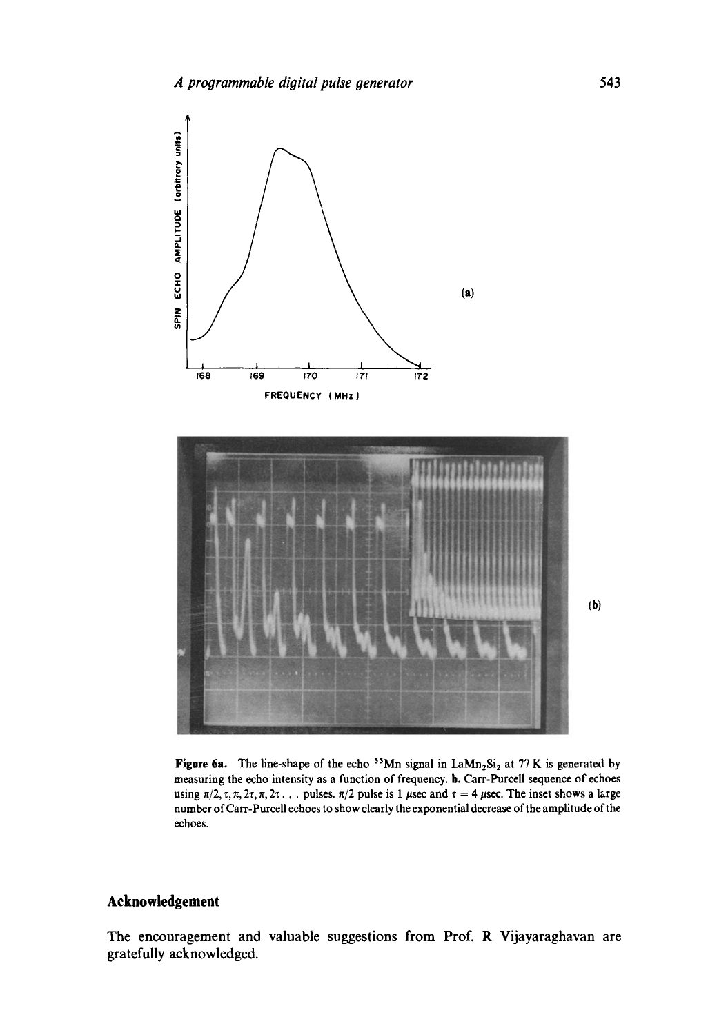Figure 6a. The line-shape of the echo $^{55}Mn$ signal in $LaMn_2Si_2$ at 77 K is generated by measuring the echo intensity as a function of frequency. **b.** Carr-Purcell sequence of echoes using $\pi/2, \tau, \pi, 2\tau, \pi, 2\tau \ldots$ pulses. $\pi/2$ pulse is 1 $\mu$sec and $\tau = 4$ $\mu$sec. The inset shows a large number of Carr-Purcell echoes to show clearly the exponential decrease of the amplitude of the echoes.

## Acknowledgement

The encouragement and valuable suggestions from Prof. R Vijayaraghavan are gratefully acknowledged.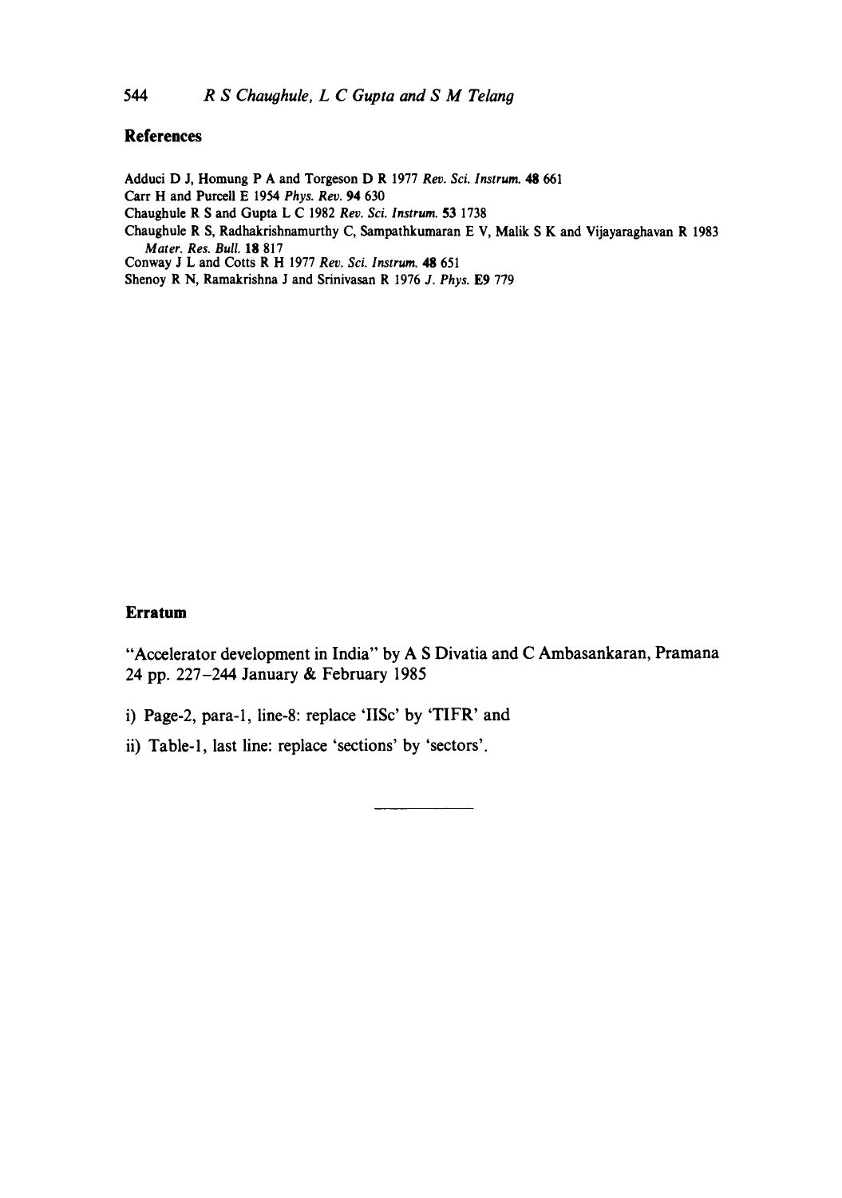## References

Adduci D J, Homung P A and Torgeson D R 1977 *Rev. Sci. Instrum.* **48** 661

Carr H and Purcell E 1954 *Phys. Rev.* **94** 630

Chaughule R S and Gupta L C 1982 *Rev. Sci. Instrum.* **53** 1738

Chaughule R S, Radhakrishnamurthy C, Sampathkumaran E V, Malik S K and Vijayaraghavan R 1983 *Mater. Res. Bull.* **18** 817

Conway J L and Cotts R H 1977 *Rev. Sci. Instrum.* **48** 651

Shenoy R N, Ramakrishna J and Srinivasan R 1976 *J. Phys.* **E9** 779

## Erratum

"Accelerator development in India" by A S Divatia and C Ambasankaran, Pramana 24 pp. 227–244 January & February 1985

i) Page-2, para-1, line-8: replace 'IISc' by 'TIFR' and

ii) Table-1, last line: replace 'sections' by 'sectors'.